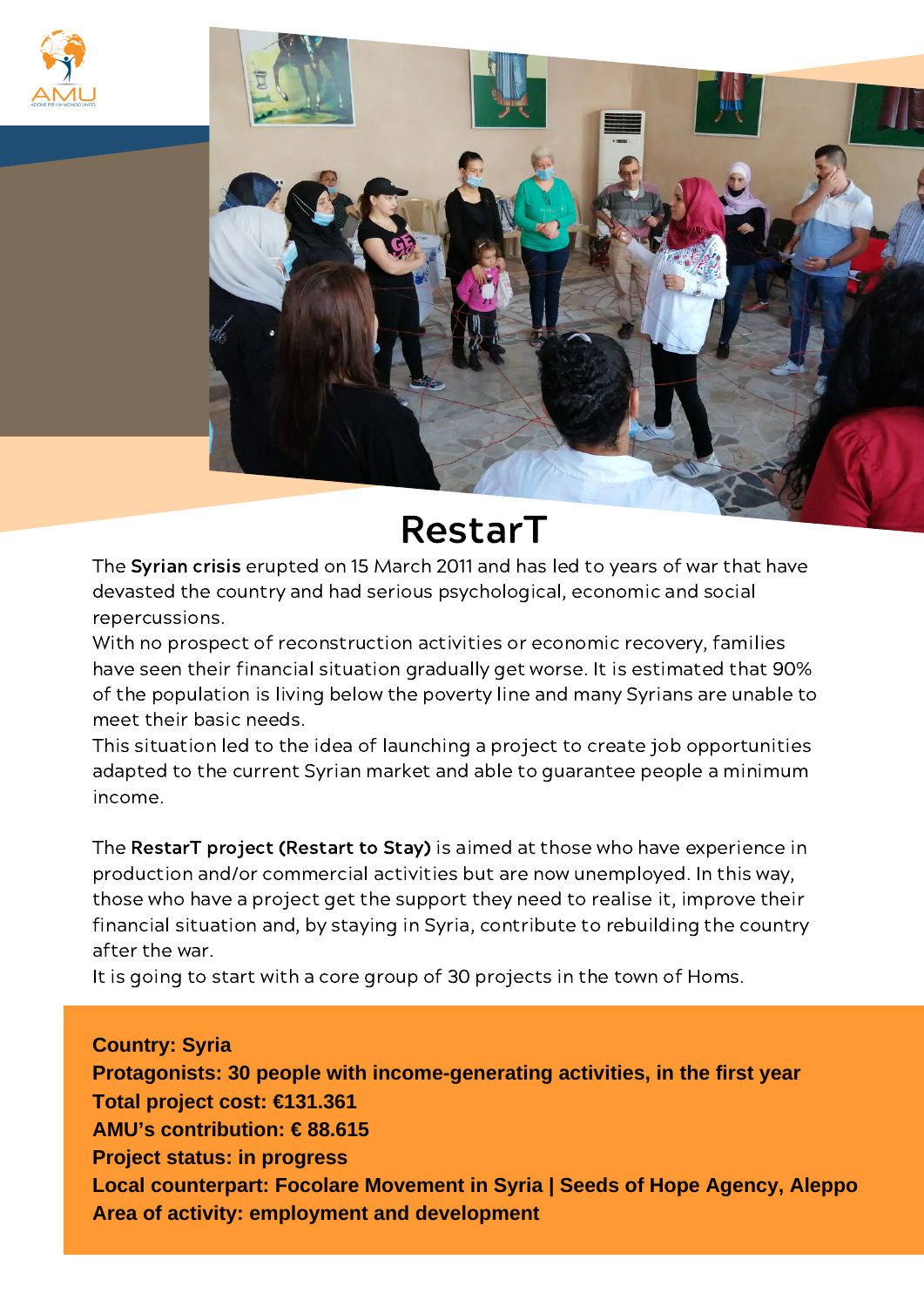# RestarT

The **Syrian crisis** erupted on 15 March 2011 and has led to years of war that have devastated the country and had serious psychological, economic and social repercussions.

With no prospect of reconstruction activities or economic recovery, families have seen their financial situation gradually get worse. It is estimated that 90% of the population is living below the poverty line and many Syrians are unable to meet their basic needs.

This situation led to the idea of launching a project to create job opportunities adapted to the current Syrian market and able to guarantee people a minimum income.

The **RestarT project (Restart to Stay)** is aimed at those who have experience in production and/or commercial activities but are now unemployed. In this way, those who have a project get the support they need to realise it, improve their financial situation and, by staying in Syria, contribute to rebuilding the country after the war.

It is going to start with a core group of 30 projects in the town of Homs.

**Country: Syria**
**Protagonists: 30 people with income-generating activities, in the first year**
**Total project cost: €131.361**
**AMU's contribution: € 88.615**
**Project status: in progress**
**Local counterpart: Focolare Movement in Syria | Seeds of Hope Agency, Aleppo**
**Area of activity: employment and development**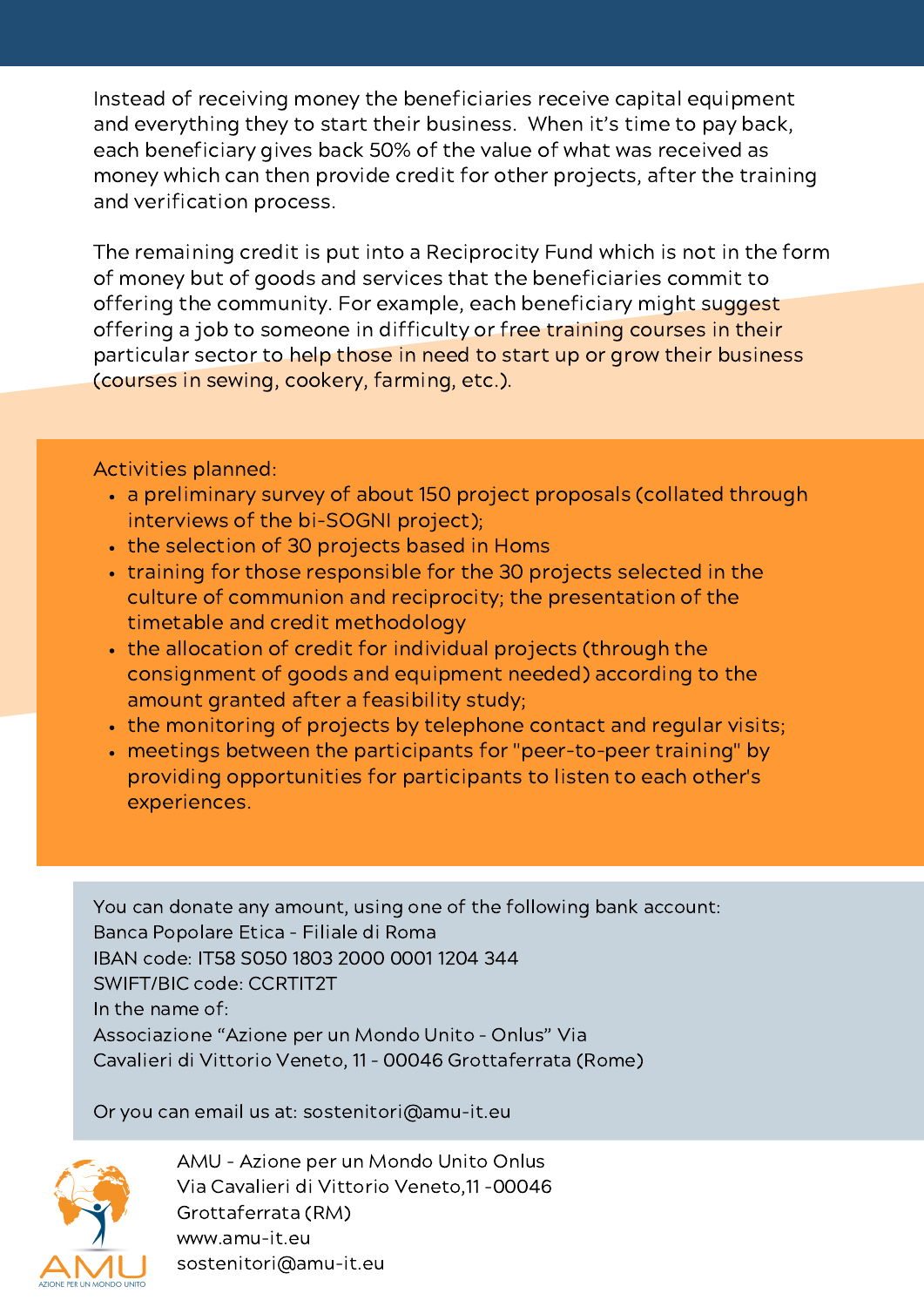Instead of receiving money the beneficiaries receive capital equipment and everything they to start their business. When it's time to pay back, each beneficiary gives back 50% of the value of what was received as money which can then provide credit for other projects, after the training and verification process.

The remaining credit is put into a Reciprocity Fund which is not in the form of money but of goods and services that the beneficiaries commit to offering the community. For example, each beneficiary might suggest offering a job to someone in difficulty or free training courses in their particular sector to help those in need to start up or grow their business (courses in sewing, cookery, farming, etc.).

Activities planned:

- a preliminary survey of about 150 project proposals (collated through interviews of the bi-SOGNI project);
- the selection of 30 projects based in Homs
- training for those responsible for the 30 projects selected in the culture of communion and reciprocity; the presentation of the timetable and credit methodology
- the allocation of credit for individual projects (through the consignment of goods and equipment needed) according to the amount granted after a feasibility study;
- the monitoring of projects by telephone contact and regular visits;
- meetings between the participants for "peer-to-peer training" by providing opportunities for participants to listen to each other's experiences.

You can donate any amount, using one of the following bank account:
Banca Popolare Etica - Filiale di Roma
IBAN code: IT58 S050 1803 2000 0001 1204 344
SWIFT/BIC code: CCRTIT2T
In the name of:
Associazione "Azione per un Mondo Unito - Onlus" Via Cavalieri di Vittorio Veneto, 11 - 00046 Grottaferrata (Rome)

Or you can email us at: sostenitori@amu-it.eu

AMU - Azione per un Mondo Unito Onlus
Via Cavalieri di Vittorio Veneto,11 -00046
Grottaferrata (RM)
www.amu-it.eu
sostenitori@amu-it.eu